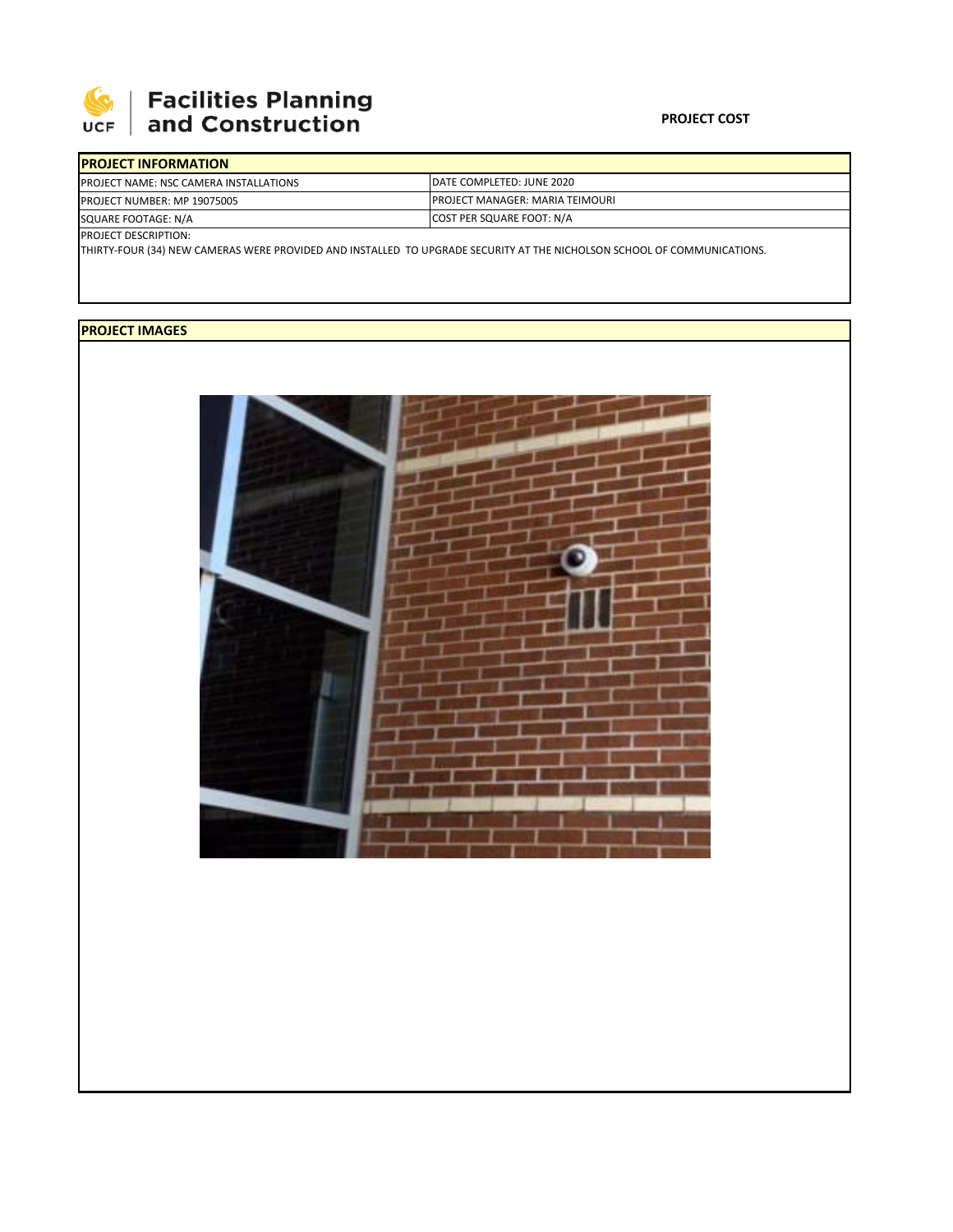# Facilities Planning and Construction

**PROJECT COST**

## PROJECT INFORMATION

| | |
|---|---|
| PROJECT NAME: NSC CAMERA INSTALLATIONS | DATE COMPLETED: JUNE 2020 |
| PROJECT NUMBER: MP 19075005 | PROJECT MANAGER: MARIA TEIMOURI |
| SQUARE FOOTAGE: N/A | COST PER SQUARE FOOT: N/A |

PROJECT DESCRIPTION:

THIRTY-FOUR (34) NEW CAMERAS WERE PROVIDED AND INSTALLED TO UPGRADE SECURITY AT THE NICHOLSON SCHOOL OF COMMUNICATIONS.

## PROJECT IMAGES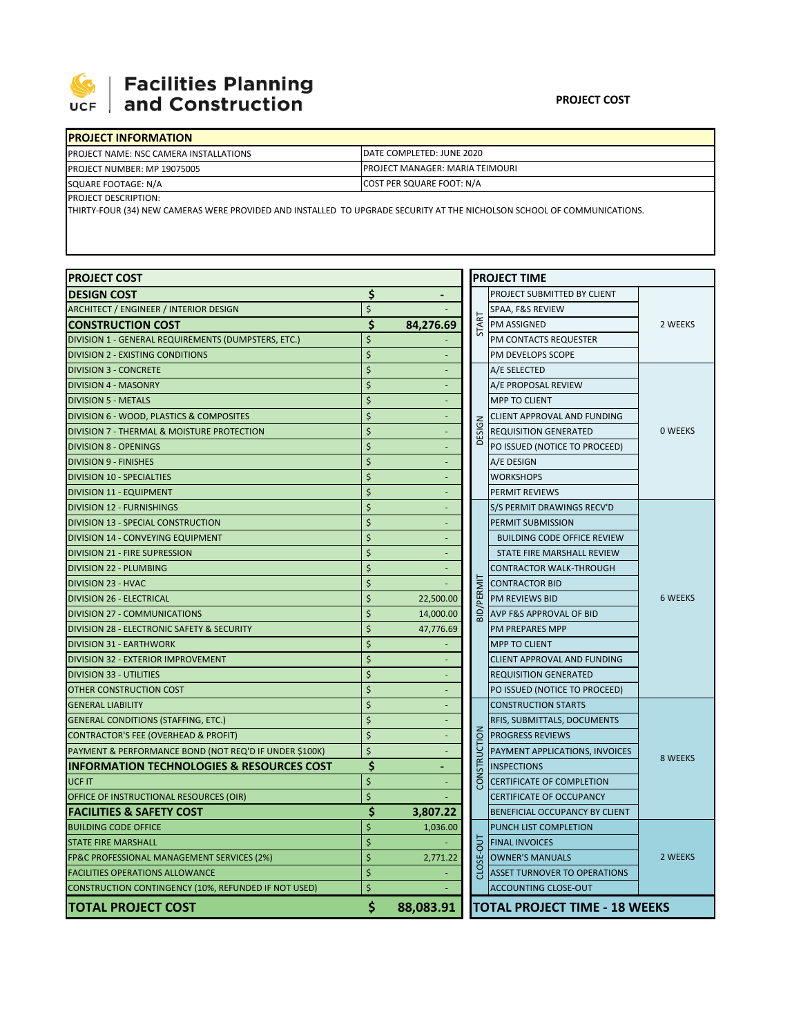Facilities Planning and Construction

**PROJECT COST**

| PROJECT INFORMATION | |
|---|---|
| PROJECT NAME: NSC CAMERA INSTALLATIONS | DATE COMPLETED: JUNE 2020 |
| PROJECT NUMBER: MP 19075005 | PROJECT MANAGER: MARIA TEIMOURI |
| SQUARE FOOTAGE: N/A | COST PER SQUARE FOOT: N/A |

PROJECT DESCRIPTION:
THIRTY-FOUR (34) NEW CAMERAS WERE PROVIDED AND INSTALLED TO UPGRADE SECURITY AT THE NICHOLSON SCHOOL OF COMMUNICATIONS.

| PROJECT COST | | |
|---|---|---|
| **DESIGN COST** | $ | - |
| ARCHITECT / ENGINEER / INTERIOR DESIGN | $ | - |
| **CONSTRUCTION COST** | $ | 84,276.69 |
| DIVISION 1 - GENERAL REQUIREMENTS (DUMPSTERS, ETC.) | $ | - |
| DIVISION 2 - EXISTING CONDITIONS | $ | - |
| DIVISION 3 - CONCRETE | $ | - |
| DIVISION 4 - MASONRY | $ | - |
| DIVISION 5 - METALS | $ | - |
| DIVISION 6 - WOOD, PLASTICS & COMPOSITES | $ | - |
| DIVISION 7 - THERMAL & MOISTURE PROTECTION | $ | - |
| DIVISION 8 - OPENINGS | $ | - |
| DIVISION 9 - FINISHES | $ | - |
| DIVISION 10 - SPECIALTIES | $ | - |
| DIVISION 11 - EQUIPMENT | $ | - |
| DIVISION 12 - FURNISHINGS | $ | - |
| DIVISION 13 - SPECIAL CONSTRUCTION | $ | - |
| DIVISION 14 - CONVEYING EQUIPMENT | $ | - |
| DIVISION 21 - FIRE SUPRESSION | $ | - |
| DIVISION 22 - PLUMBING | $ | - |
| DIVISION 23 - HVAC | $ | - |
| DIVISION 26 - ELECTRICAL | $ | 22,500.00 |
| DIVISION 27 - COMMUNICATIONS | $ | 14,000.00 |
| DIVISION 28 - ELECTRONIC SAFETY & SECURITY | $ | 47,776.69 |
| DIVISION 31 - EARTHWORK | $ | - |
| DIVISION 32 - EXTERIOR IMPROVEMENT | $ | - |
| DIVISION 33 - UTILITIES | $ | - |
| OTHER CONSTRUCTION COST | $ | - |
| GENERAL LIABILITY | $ | - |
| GENERAL CONDITIONS (STAFFING, ETC.) | $ | - |
| CONTRACTOR'S FEE (OVERHEAD & PROFIT) | $ | - |
| PAYMENT & PERFORMANCE BOND (NOT REQ'D IF UNDER $100K) | $ | - |
| **INFORMATION TECHNOLOGIES & RESOURCES COST** | $ | - |
| UCF IT | $ | - |
| OFFICE OF INSTRUCTIONAL RESOURCES (OIR) | $ | - |
| **FACILITIES & SAFETY COST** | $ | 3,807.22 |
| BUILDING CODE OFFICE | $ | 1,036.00 |
| STATE FIRE MARSHALL | $ | - |
| FP&C PROFESSIONAL MANAGEMENT SERVICES (2%) | $ | 2,771.22 |
| FACILITIES OPERATIONS ALLOWANCE | $ | - |
| CONSTRUCTION CONTINGENCY (10%, REFUNDED IF NOT USED) | $ | - |
| **TOTAL PROJECT COST** | **$** | **88,083.91** |

| PROJECT TIME | | |
|---|---|---|
| START | PROJECT SUBMITTED BY CLIENT | 2 WEEKS |
| | SPAA, F&S REVIEW | |
| | PM ASSIGNED | |
| | PM CONTACTS REQUESTER | |
| | PM DEVELOPS SCOPE | |
| DESIGN | A/E SELECTED | 0 WEEKS |
| | A/E PROPOSAL REVIEW | |
| | MPP TO CLIENT | |
| | CLIENT APPROVAL AND FUNDING | |
| | REQUISITION GENERATED | |
| | PO ISSUED (NOTICE TO PROCEED) | |
| | A/E DESIGN | |
| | WORKSHOPS | |
| | PERMIT REVIEWS | |
| BID/PERMIT | S/S PERMIT DRAWINGS RECV'D | 6 WEEKS |
| | PERMIT SUBMISSION | |
| | BUILDING CODE OFFICE REVIEW | |
| | STATE FIRE MARSHALL REVIEW | |
| | CONTRACTOR WALK-THROUGH | |
| | CONTRACTOR BID | |
| | PM REVIEWS BID | |
| | AVP F&S APPROVAL OF BID | |
| | PM PREPARES MPP | |
| | MPP TO CLIENT | |
| | CLIENT APPROVAL AND FUNDING | |
| | REQUISITION GENERATED | |
| | PO ISSUED (NOTICE TO PROCEED) | |
| CONSTRUCTION | CONSTRUCTION STARTS | 8 WEEKS |
| | RFIS, SUBMITTALS, DOCUMENTS | |
| | PROGRESS REVIEWS | |
| | PAYMENT APPLICATIONS, INVOICES | |
| | INSPECTIONS | |
| | CERTIFICATE OF COMPLETION | |
| | CERTIFICATE OF OCCUPANCY | |
| | BENEFICIAL OCCUPANCY BY CLIENT | |
| CLOSE-OUT | PUNCH LIST COMPLETION | 2 WEEKS |
| | FINAL INVOICES | |
| | OWNER'S MANUALS | |
| | ASSET TURNOVER TO OPERATIONS | |
| | ACCOUNTING CLOSE-OUT | |
| **TOTAL PROJECT TIME - 18 WEEKS** | | |